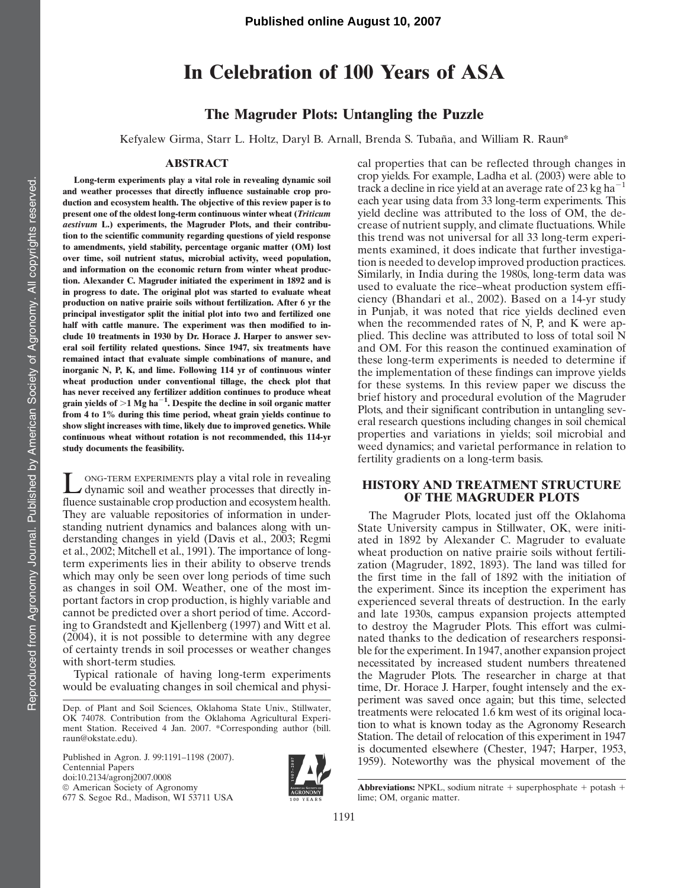Published online August 10, 2007

# In Celebration of 100 Years of ASA

## The Magruder Plots: Untangling the Puzzle

Kefyalew Girma, Starr L. Holtz, Daryl B. Arnall, Brenda S. Tubaña, and William R. Raun*

### ABSTRACT

**Long-term experiments play a vital role in revealing dynamic soil and weather processes that directly influence sustainable crop production and ecosystem health. The objective of this review paper is to present one of the oldest long-term continuous winter wheat (*Triticum aestivum* L.) experiments, the Magruder Plots, and their contribution to the scientific community regarding questions of yield response to amendments, yield stability, percentage organic matter (OM) lost over time, soil nutrient status, microbial activity, weed population, and information on the economic return from winter wheat production. Alexander C. Magruder initiated the experiment in 1892 and is in progress to date. The original plot was started to evaluate wheat production on native prairie soils without fertilization. After 6 yr the principal investigator split the initial plot into two and fertilized one half with cattle manure. The experiment was then modified to include 10 treatments in 1930 by Dr. Horace J. Harper to answer several soil fertility related questions. Since 1947, six treatments have remained intact that evaluate simple combinations of manure, and inorganic N, P, K, and lime. Following 114 yr of continuous winter wheat production under conventional tillage, the check plot that has never received any fertilizer addition continues to produce wheat grain yields of >1 Mg ha$^{-1}$. Despite the decline in soil organic matter from 4 to 1% during this time period, wheat grain yields continue to show slight increases with time, likely due to improved genetics. While continuous wheat without rotation is not recommended, this 114-yr study documents the feasibility.**

Long-term experiments play a vital role in revealing dynamic soil and weather processes that directly influence sustainable crop production and ecosystem health. They are valuable repositories of information in understanding nutrient dynamics and balances along with understanding changes in yield (Davis et al., 2003; Regmi et al., 2002; Mitchell et al., 1991). The importance of long-term experiments lies in their ability to observe trends which may only be seen over long periods of time such as changes in soil OM. Weather, one of the most important factors in crop production, is highly variable and cannot be predicted over a short period of time. According to Grandstedt and Kjellenberg (1997) and Witt et al. (2004), it is not possible to determine with any degree of certainty trends in soil processes or weather changes with short-term studies.

Typical rationale of having long-term experiments would be evaluating changes in soil chemical and physical properties that can be reflected through changes in crop yields. For example, Ladha et al. (2003) were able to track a decline in rice yield at an average rate of 23 kg ha$^{-1}$ each year using data from 33 long-term experiments. This yield decline was attributed to the loss of OM, the decrease of nutrient supply, and climate fluctuations. While this trend was not universal for all 33 long-term experiments examined, it does indicate that further investigation is needed to develop improved production practices. Similarly, in India during the 1980s, long-term data was used to evaluate the rice–wheat production system efficiency (Bhandari et al., 2002). Based on a 14-yr study in Punjab, it was noted that rice yields declined even when the recommended rates of N, P, and K were applied. This decline was attributed to loss of total soil N and OM. For this reason the continued examination of these long-term experiments is needed to determine if the implementation of these findings can improve yields for these systems. In this review paper we discuss the brief history and procedural evolution of the Magruder Plots, and their significant contribution in untangling several research questions including changes in soil chemical properties and variations in yields; soil microbial and weed dynamics; and varietal performance in relation to fertility gradients on a long-term basis.

## HISTORY AND TREATMENT STRUCTURE OF THE MAGRUDER PLOTS

The Magruder Plots, located just off the Oklahoma State University campus in Stillwater, OK, were initiated in 1892 by Alexander C. Magruder to evaluate wheat production on native prairie soils without fertilization (Magruder, 1892, 1893). The land was tilled for the first time in the fall of 1892 with the initiation of the experiment. Since its inception the experiment has experienced several threats of destruction. In the early and late 1930s, campus expansion projects attempted to destroy the Magruder Plots. This effort was culminated thanks to the dedication of researchers responsible for the experiment. In 1947, another expansion project necessitated by increased student numbers threatened the Magruder Plots. The researcher in charge at that time, Dr. Horace J. Harper, fought intensely and the experiment was saved once again; but this time, selected treatments were relocated 1.6 km west of its original location to what is known today as the Agronomy Research Station. The detail of relocation of this experiment in 1947 is documented elsewhere (Chester, 1947; Harper, 1953, 1959). Noteworthy was the physical movement of the

Dep. of Plant and Soil Sciences, Oklahoma State Univ., Stillwater, OK 74078. Contribution from the Oklahoma Agricultural Experiment Station. Received 4 Jan. 2007. *Corresponding author (bill.raun@okstate.edu).

Published in Agron. J. 99:1191–1198 (2007).
Centennial Papers
doi:10.2134/agronj2007.0008
© American Society of Agronomy
677 S. Segoe Rd., Madison, WI 53711 USA

**Abbreviations:** NPKL, sodium nitrate + superphosphate + potash + lime; OM, organic matter.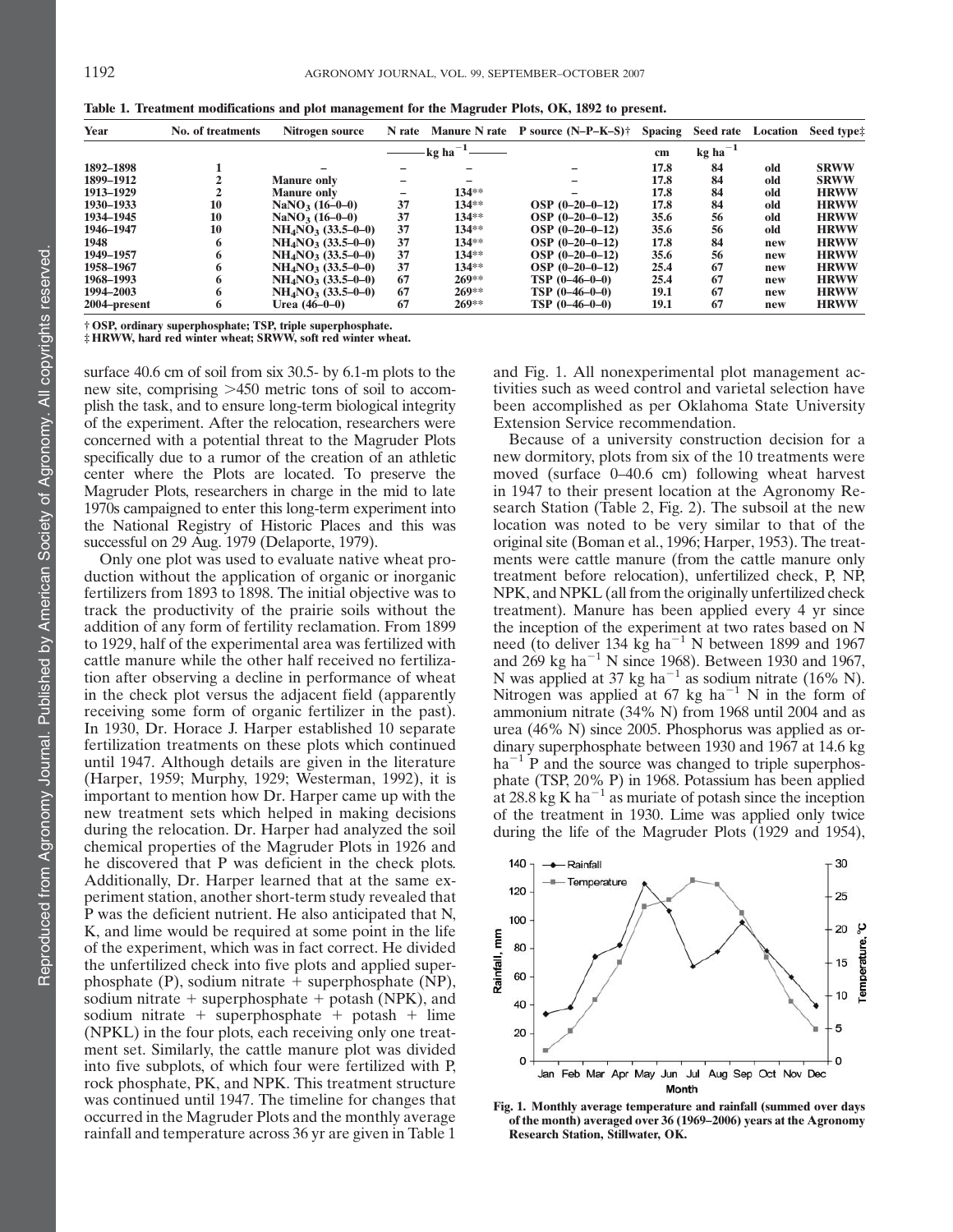**Table 1. Treatment modifications and plot management for the Magruder Plots, OK, 1892 to present.**

| Year | No. of treatments | Nitrogen source | N rate | Manure N rate | P source (N–P–K–S)† | Spacing | Seed rate | Location | Seed type‡ |
|---|---|---|---|---|---|---|---|---|---|
| | | | kg ha$^{-1}$ | | | cm | kg ha$^{-1}$ | | |
| 1892–1898 | 1 | – | – | – | – | 17.8 | 84 | old | SRWW |
| 1899–1912 | 2 | Manure only | – | – | – | 17.8 | 84 | old | SRWW |
| 1913–1929 | 2 | Manure only | – | 134** | – | 17.8 | 84 | old | HRWW |
| 1930–1933 | 10 | $NaNO_3$ (16–0–0) | 37 | 134** | OSP (0–20–0–12) | 17.8 | 84 | old | HRWW |
| 1934–1945 | 10 | $NaNO_3$ (16–0–0) | 37 | 134** | OSP (0–20–0–12) | 35.6 | 56 | old | HRWW |
| 1946–1947 | 10 | $NH_4NO_3$ (33.5–0–0) | 37 | 134** | OSP (0–20–0–12) | 35.6 | 56 | old | HRWW |
| 1948 | 6 | $NH_4NO_3$ (33.5–0–0) | 37 | 134** | OSP (0–20–0–12) | 17.8 | 84 | new | HRWW |
| 1949–1957 | 6 | $NH_4NO_3$ (33.5–0–0) | 37 | 134** | OSP (0–20–0–12) | 35.6 | 56 | new | HRWW |
| 1958–1967 | 6 | $NH_4NO_3$ (33.5–0–0) | 37 | 134** | OSP (0–20–0–12) | 25.4 | 67 | new | HRWW |
| 1968–1993 | 6 | $NH_4NO_3$ (33.5–0–0) | 67 | 269** | TSP (0–46–0–0) | 25.4 | 67 | new | HRWW |
| 1994–2003 | 6 | $NH_4NO_3$ (33.5–0–0) | 67 | 269** | TSP (0–46–0–0) | 19.1 | 67 | new | HRWW |
| 2004–present | 6 | Urea (46–0–0) | 67 | 269** | TSP (0–46–0–0) | 19.1 | 67 | new | HRWW |

† OSP, ordinary superphosphate; TSP, triple superphosphate.
‡ HRWW, hard red winter wheat; SRWW, soft red winter wheat.

surface 40.6 cm of soil from six 30.5- by 6.1-m plots to the new site, comprising >450 metric tons of soil to accomplish the task, and to ensure long-term biological integrity of the experiment. After the relocation, researchers were concerned with a potential threat to the Magruder Plots specifically due to a rumor of the creation of an athletic center where the Plots are located. To preserve the Magruder Plots, researchers in charge in the mid to late 1970s campaigned to enter this long-term experiment into the National Registry of Historic Places and this was successful on 29 Aug. 1979 (Delaporte, 1979).

Only one plot was used to evaluate native wheat production without the application of organic or inorganic fertilizers from 1893 to 1898. The initial objective was to track the productivity of the prairie soils without the addition of any form of fertility reclamation. From 1899 to 1929, half of the experimental area was fertilized with cattle manure while the other half received no fertilization after observing a decline in performance of wheat in the check plot versus the adjacent field (apparently receiving some form of organic fertilizer in the past). In 1930, Dr. Horace J. Harper established 10 separate fertilization treatments on these plots which continued until 1947. Although details are given in the literature (Harper, 1959; Murphy, 1929; Westerman, 1992), it is important to mention how Dr. Harper came up with the new treatment sets which helped in making decisions during the relocation. Dr. Harper had analyzed the soil chemical properties of the Magruder Plots in 1926 and he discovered that P was deficient in the check plots. Additionally, Dr. Harper learned that at the same experiment station, another short-term study revealed that P was the deficient nutrient. He also anticipated that N, K, and lime would be required at some point in the life of the experiment, which was in fact correct. He divided the unfertilized check into five plots and applied superphosphate (P), sodium nitrate + superphosphate (NP), sodium nitrate + superphosphate + potash (NPK), and sodium nitrate + superphosphate + potash + lime (NPKL) in the four plots, each receiving only one treatment set. Similarly, the cattle manure plot was divided into five subplots, of which four were fertilized with P, rock phosphate, PK, and NPK. This treatment structure was continued until 1947. The timeline for changes that occurred in the Magruder Plots and the monthly average rainfall and temperature across 36 yr are given in Table 1 and Fig. 1. All nonexperimental plot management activities such as weed control and varietal selection have been accomplished as per Oklahoma State University Extension Service recommendation.

Because of a university construction decision for a new dormitory, plots from six of the 10 treatments were moved (surface 0–40.6 cm) following wheat harvest in 1947 to their present location at the Agronomy Research Station (Table 2, Fig. 2). The subsoil at the new location was noted to be very similar to that of the original site (Boman et al., 1996; Harper, 1953). The treatments were cattle manure (from the cattle manure only treatment before relocation), unfertilized check, P, NP, NPK, and NPKL (all from the originally unfertilized check treatment). Manure has been applied every 4 yr since the inception of the experiment at two rates based on N need (to deliver 134 kg ha$^{-1}$ N between 1899 and 1967 and 269 kg ha$^{-1}$ N since 1968). Between 1930 and 1967, N was applied at 37 kg ha$^{-1}$ as sodium nitrate (16% N). Nitrogen was applied at 67 kg ha$^{-1}$ N in the form of ammonium nitrate (34% N) from 1968 until 2004 and as urea (46% N) since 2005. Phosphorus was applied as ordinary superphosphate between 1930 and 1967 at 14.6 kg ha$^{-1}$ P and the source was changed to triple superphosphate (TSP, 20% P) in 1968. Potassium has been applied at 28.8 kg K ha$^{-1}$ as muriate of potash since the inception of the treatment in 1930. Lime was applied only twice during the life of the Magruder Plots (1929 and 1954),

Fig. 1. Monthly average temperature and rainfall (summed over days of the month) averaged over 36 (1969–2006) years at the Agronomy Research Station, Stillwater, OK.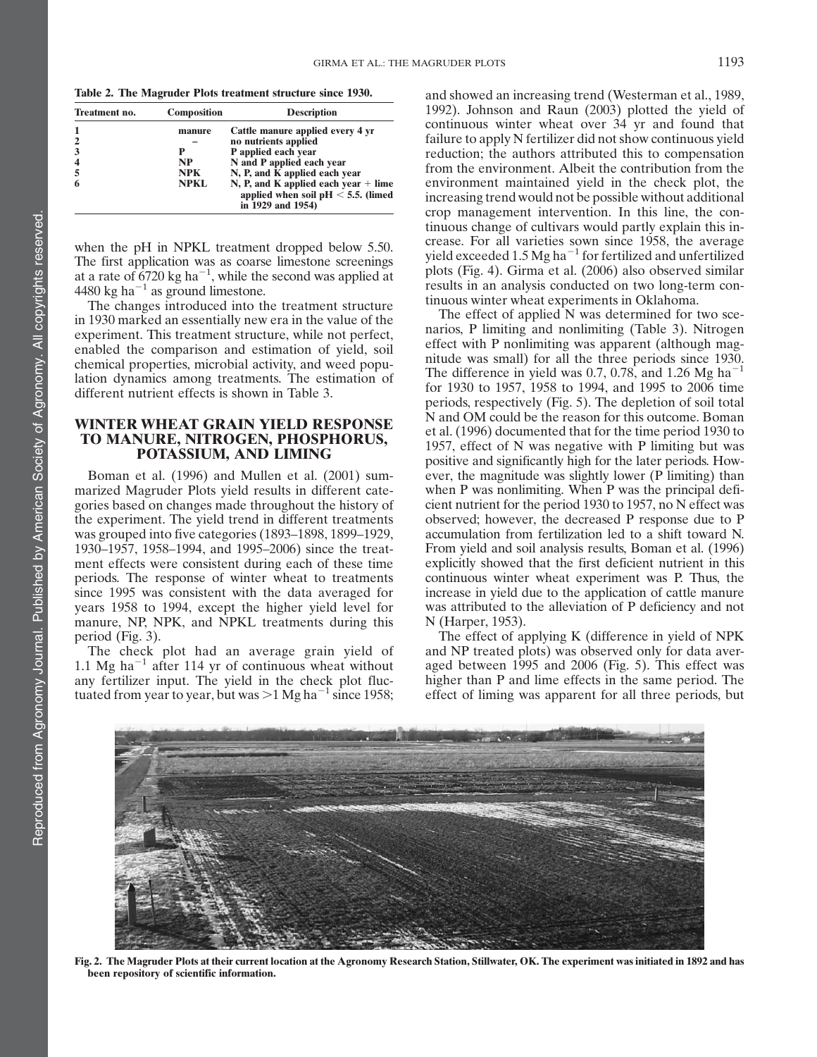Table 2. The Magruder Plots treatment structure since 1930.

| Treatment no. | Composition | Description |
|---|---|---|
| 1 | manure | Cattle manure applied every 4 yr |
| 2 | – | no nutrients applied |
| 3 | P | P applied each year |
| 4 | NP | N and P applied each year |
| 5 | NPK | N, P, and K applied each year |
| 6 | NPKL | N, P, and K applied each year + lime applied when soil pH < 5.5. (limed in 1929 and 1954) |

when the pH in NPKL treatment dropped below 5.50. The first application was as coarse limestone screenings at a rate of 6720 kg ha$^{-1}$, while the second was applied at 4480 kg ha$^{-1}$ as ground limestone.

The changes introduced into the treatment structure in 1930 marked an essentially new era in the value of the experiment. This treatment structure, while not perfect, enabled the comparison and estimation of yield, soil chemical properties, microbial activity, and weed population dynamics among treatments. The estimation of different nutrient effects is shown in Table 3.

## WINTER WHEAT GRAIN YIELD RESPONSE TO MANURE, NITROGEN, PHOSPHORUS, POTASSIUM, AND LIMING

Boman et al. (1996) and Mullen et al. (2001) summarized Magruder Plots yield results in different categories based on changes made throughout the history of the experiment. The yield trend in different treatments was grouped into five categories (1893–1898, 1899–1929, 1930–1957, 1958–1994, and 1995–2006) since the treatment effects were consistent during each of these time periods. The response of winter wheat to treatments since 1995 was consistent with the data averaged for years 1958 to 1994, except the higher yield level for manure, NP, NPK, and NPKL treatments during this period (Fig. 3).

The check plot had an average grain yield of 1.1 Mg ha$^{-1}$ after 114 yr of continuous wheat without any fertilizer input. The yield in the check plot fluctuated from year to year, but was >1 Mg ha$^{-1}$ since 1958; and showed an increasing trend (Westerman et al., 1989, 1992). Johnson and Raun (2003) plotted the yield of continuous winter wheat over 34 yr and found that failure to apply N fertilizer did not show continuous yield reduction; the authors attributed this to compensation from the environment. Albeit the contribution from the environment maintained yield in the check plot, the increasing trend would not be possible without additional crop management intervention. In this line, the continuous change of cultivars would partly explain this increase. For all varieties sown since 1958, the average yield exceeded 1.5 Mg ha$^{-1}$ for fertilized and unfertilized plots (Fig. 4). Girma et al. (2006) also observed similar results in an analysis conducted on two long-term continuous winter wheat experiments in Oklahoma.

The effect of applied N was determined for two scenarios, P limiting and nonlimiting (Table 3). Nitrogen effect with P nonlimiting was apparent (although magnitude was small) for all the three periods since 1930. The difference in yield was 0.7, 0.78, and 1.26 Mg ha$^{-1}$ for 1930 to 1957, 1958 to 1994, and 1995 to 2006 time periods, respectively (Fig. 5). The depletion of soil total N and OM could be the reason for this outcome. Boman et al. (1996) documented that for the time period 1930 to 1957, effect of N was negative with P limiting but was positive and significantly high for the later periods. However, the magnitude was slightly lower (P limiting) than when P was nonlimiting. When P was the principal deficient nutrient for the period 1930 to 1957, no N effect was observed; however, the decreased P response due to P accumulation from fertilization led to a shift toward N. From yield and soil analysis results, Boman et al. (1996) explicitly showed that the first deficient nutrient in this continuous winter wheat experiment was P. Thus, the increase in yield due to the application of cattle manure was attributed to the alleviation of P deficiency and not N (Harper, 1953).

The effect of applying K (difference in yield of NPK and NP treated plots) was observed only for data averaged between 1995 and 2006 (Fig. 5). This effect was higher than P and lime effects in the same period. The effect of liming was apparent for all three periods, but

**Fig. 2. The Magruder Plots at their current location at the Agronomy Research Station, Stillwater, OK. The experiment was initiated in 1892 and has been repository of scientific information.**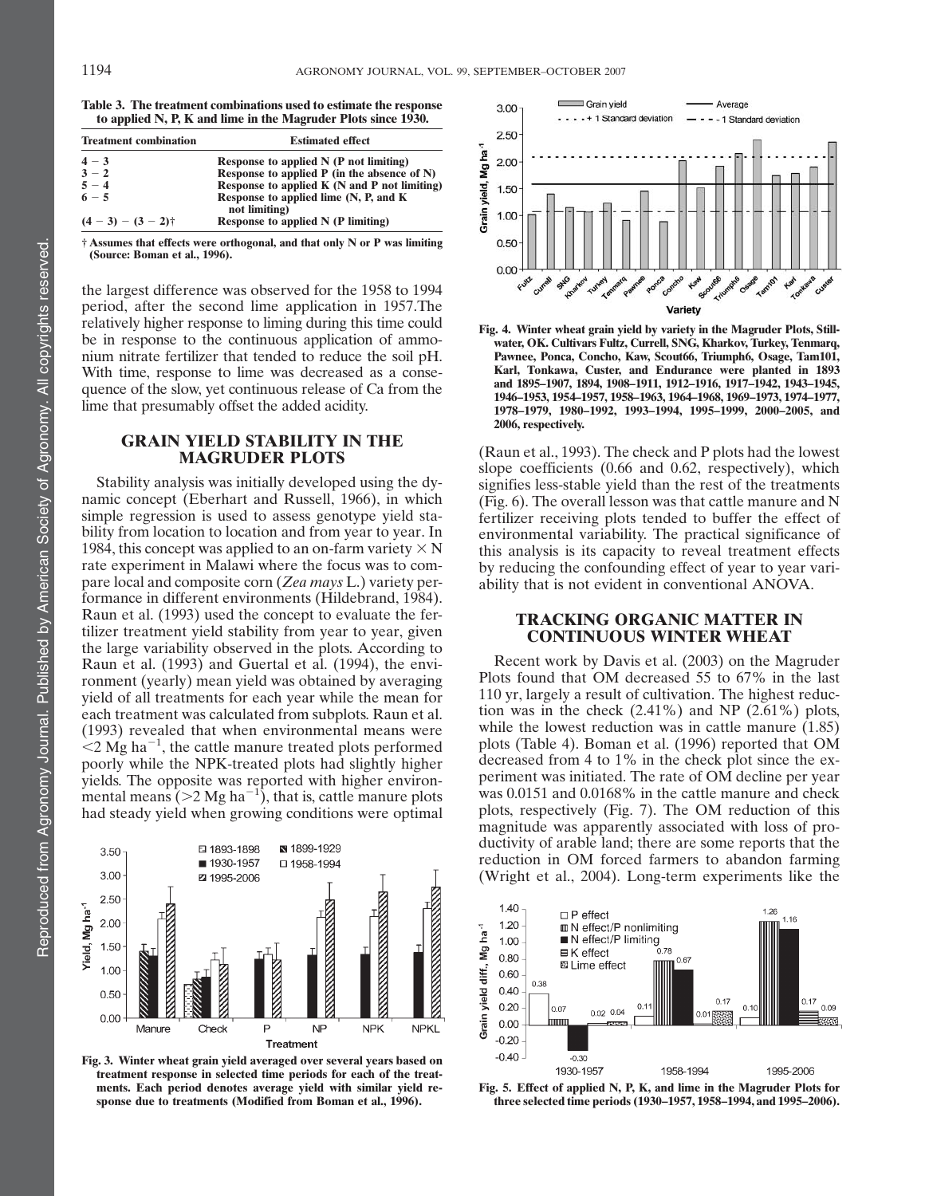**Table 3. The treatment combinations used to estimate the response to applied N, P, K and lime in the Magruder Plots since 1930.**

| Treatment combination | Estimated effect |
|---|---|
| 4 − 3 | Response to applied N (P not limiting) |
| 3 − 2 | Response to applied P (in the absence of N) |
| 5 − 4 | Response to applied K (N and P not limiting) |
| 6 − 5 | Response to applied lime (N, P, and K not limiting) |
| (4 − 3) − (3 − 2)† | Response to applied N (P limiting) |

† Assumes that effects were orthogonal, and that only N or P was limiting (Source: Boman et al., 1996).

the largest difference was observed for the 1958 to 1994 period, after the second lime application in 1957.The relatively higher response to liming during this time could be in response to the continuous application of ammonium nitrate fertilizer that tended to reduce the soil pH. With time, response to lime was decreased as a consequence of the slow, yet continuous release of Ca from the lime that presumably offset the added acidity.

## GRAIN YIELD STABILITY IN THE MAGRUDER PLOTS

Stability analysis was initially developed using the dynamic concept (Eberhart and Russell, 1966), in which simple regression is used to assess genotype yield stability from location to location and from year to year. In 1984, this concept was applied to an on-farm variety × N rate experiment in Malawi where the focus was to compare local and composite corn (*Zea mays* L.) variety performance in different environments (Hildebrand, 1984). Raun et al. (1993) used the concept to evaluate the fertilizer treatment yield stability from year to year, given the large variability observed in the plots. According to Raun et al. (1993) and Guertal et al. (1994), the environment (yearly) mean yield was obtained by averaging yield of all treatments for each year while the mean for each treatment was calculated from subplots. Raun et al. (1993) revealed that when environmental means were $<2$ Mg ha$^{-1}$, the cattle manure treated plots performed poorly while the NPK-treated plots had slightly higher yields. The opposite was reported with higher environmental means ($>2$ Mg ha$^{-1}$), that is, cattle manure plots had steady yield when growing conditions were optimal

Fig. 3. Winter wheat grain yield averaged over several years based on treatment response in selected time periods for each of the treatments. Each period denotes average yield with similar yield response due to treatments (Modified from Boman et al., 1996).

Fig. 4. Winter wheat grain yield by variety in the Magruder Plots, Stillwater, OK. Cultivars Fultz, Currell, SNG, Kharkov, Turkey, Tenmarq, Pawnee, Ponca, Concho, Kaw, Scout66, Triumph6, Osage, Tam101, Karl, Tonkawa, Custer, and Endurance were planted in 1893 and 1895–1907, 1894, 1908–1911, 1912–1916, 1917–1942, 1943–1945, 1946–1953, 1954–1957, 1958–1963, 1964–1968, 1969–1973, 1974–1977, 1978–1979, 1980–1992, 1993–1994, 1995–1999, 2000–2005, and 2006, respectively.

(Raun et al., 1993). The check and P plots had the lowest slope coefficients (0.66 and 0.62, respectively), which signifies less-stable yield than the rest of the treatments (Fig. 6). The overall lesson was that cattle manure and N fertilizer receiving plots tended to buffer the effect of environmental variability. The practical significance of this analysis is its capacity to reveal treatment effects by reducing the confounding effect of year to year variability that is not evident in conventional ANOVA.

## TRACKING ORGANIC MATTER IN CONTINUOUS WINTER WHEAT

Recent work by Davis et al. (2003) on the Magruder Plots found that OM decreased 55 to 67% in the last 110 yr, largely a result of cultivation. The highest reduction was in the check (2.41%) and NP (2.61%) plots, while the lowest reduction was in cattle manure (1.85) plots (Table 4). Boman et al. (1996) reported that OM decreased from 4 to 1% in the check plot since the experiment was initiated. The rate of OM decline per year was 0.0151 and 0.0168% in the cattle manure and check plots, respectively (Fig. 7). The OM reduction of this magnitude was apparently associated with loss of productivity of arable land; there are some reports that the reduction in OM forced farmers to abandon farming (Wright et al., 2004). Long-term experiments like the

Fig. 5. Effect of applied N, P, K, and lime in the Magruder Plots for three selected time periods (1930–1957, 1958–1994, and 1995–2006).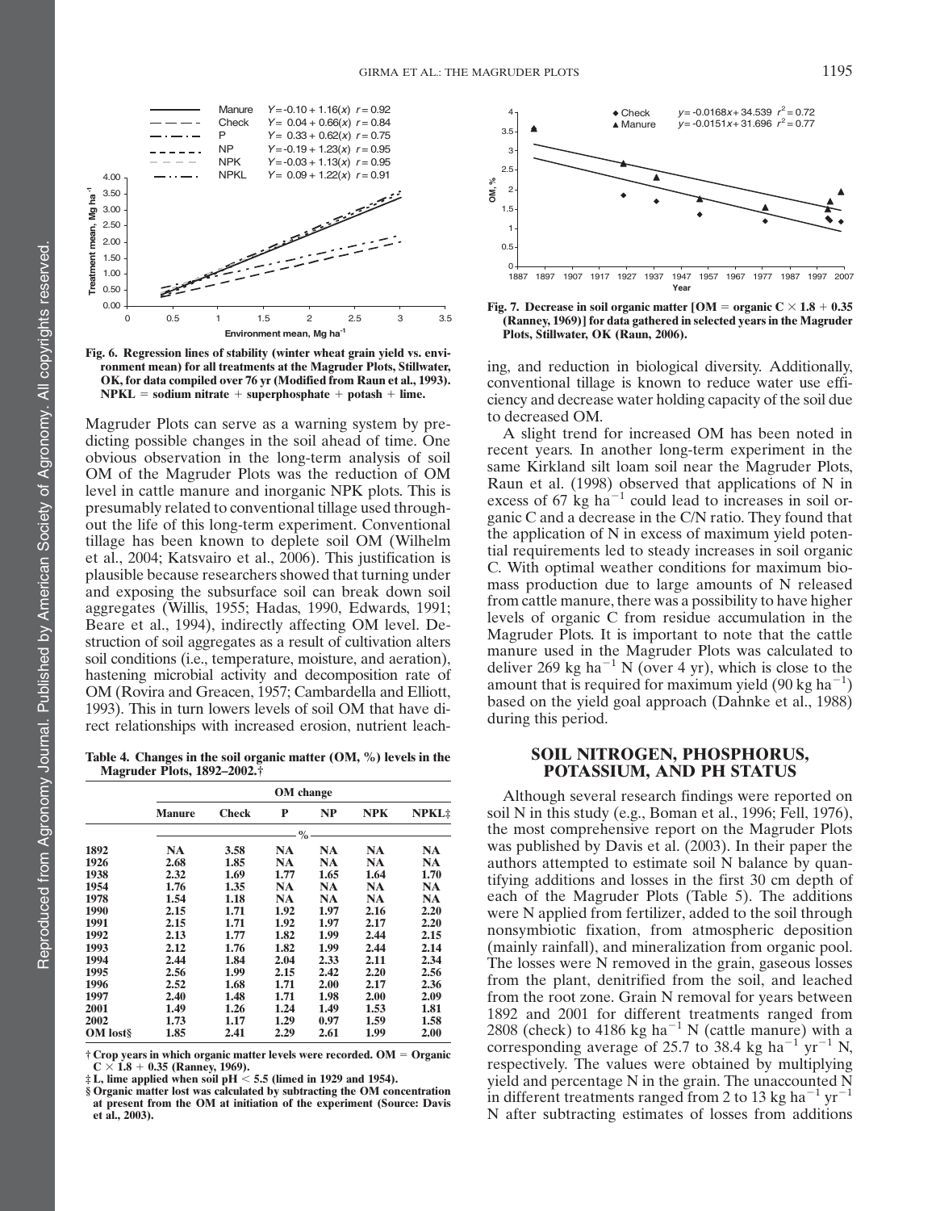Fig. 6. Regression lines of stability (winter wheat grain yield vs. environment mean) for all treatments at the Magruder Plots, Stillwater, OK, for data compiled over 76 yr (Modified from Raun et al., 1993). NPKL = sodium nitrate + superphosphate + potash + lime.

Magruder Plots can serve as a warning system by predicting possible changes in the soil ahead of time. One obvious observation in the long-term analysis of soil OM of the Magruder Plots was the reduction of OM level in cattle manure and inorganic NPK plots. This is presumably related to conventional tillage used throughout the life of this long-term experiment. Conventional tillage has been known to deplete soil OM (Wilhelm et al., 2004; Katsvairo et al., 2006). This justification is plausible because researchers showed that turning under and exposing the subsurface soil can break down soil aggregates (Willis, 1955; Hadas, 1990, Edwards, 1991; Beare et al., 1994), indirectly affecting OM level. Destruction of soil aggregates as a result of cultivation alters soil conditions (i.e., temperature, moisture, and aeration), hastening microbial activity and decomposition rate of OM (Rovira and Greacen, 1957; Cambardella and Elliott, 1993). This in turn lowers levels of soil OM that have direct relationships with increased erosion, nutrient leaching, and reduction in biological diversity. Additionally, conventional tillage is known to reduce water use efficiency and decrease water holding capacity of the soil due to decreased OM.

**Table 4. Changes in the soil organic matter (OM, %) levels in the Magruder Plots, 1892–2002.†**

| | OM change | | | | | |
|---|---|---|---|---|---|---|
| | Manure | Check | P | NP | NPK | NPKL‡ |
| | % | | | | | |
| 1892 | NA | 3.58 | NA | NA | NA | NA |
| 1926 | 2.68 | 1.85 | NA | NA | NA | NA |
| 1938 | 2.32 | 1.69 | 1.77 | 1.65 | 1.64 | 1.70 |
| 1954 | 1.76 | 1.35 | NA | NA | NA | NA |
| 1978 | 1.54 | 1.18 | NA | NA | NA | NA |
| 1990 | 2.15 | 1.71 | 1.92 | 1.97 | 2.16 | 2.20 |
| 1991 | 2.15 | 1.71 | 1.92 | 1.97 | 2.17 | 2.20 |
| 1992 | 2.13 | 1.77 | 1.82 | 1.99 | 2.44 | 2.15 |
| 1993 | 2.12 | 1.76 | 1.82 | 1.99 | 2.44 | 2.14 |
| 1994 | 2.44 | 1.84 | 2.04 | 2.33 | 2.11 | 2.34 |
| 1995 | 2.56 | 1.99 | 2.15 | 2.42 | 2.20 | 2.56 |
| 1996 | 2.52 | 1.68 | 1.71 | 2.00 | 2.17 | 2.36 |
| 1997 | 2.40 | 1.48 | 1.71 | 1.98 | 2.00 | 2.09 |
| 2001 | 1.49 | 1.26 | 1.24 | 1.49 | 1.53 | 1.81 |
| 2002 | 1.73 | 1.17 | 1.29 | 0.97 | 1.59 | 1.58 |
| OM lost§ | 1.85 | 2.41 | 2.29 | 2.61 | 1.99 | 2.00 |

† Crop years in which organic matter levels were recorded. OM = Organic C × 1.8 + 0.35 (Ranney, 1969).
‡ L, lime applied when soil pH < 5.5 (limed in 1929 and 1954).
§ Organic matter lost was calculated by subtracting the OM concentration at present from the OM at initiation of the experiment (Source: Davis et al., 2003).

Fig. 7. Decrease in soil organic matter [OM = organic C × 1.8 + 0.35 (Ranney, 1969)] for data gathered in selected years in the Magruder Plots, Stillwater, OK (Raun, 2006).

A slight trend for increased OM has been noted in recent years. In another long-term experiment in the same Kirkland silt loam soil near the Magruder Plots, Raun et al. (1998) observed that applications of N in excess of 67 kg ha$^{-1}$ could lead to increases in soil organic C and a decrease in the C/N ratio. They found that the application of N in excess of maximum yield potential requirements led to steady increases in soil organic C. With optimal weather conditions for maximum biomass production due to large amounts of N released from cattle manure, there was a possibility to have higher levels of organic C from residue accumulation in the Magruder Plots. It is important to note that the cattle manure used in the Magruder Plots was calculated to deliver 269 kg ha$^{-1}$ N (over 4 yr), which is close to the amount that is required for maximum yield (90 kg ha$^{-1}$) based on the yield goal approach (Dahnke et al., 1988) during this period.

## SOIL NITROGEN, PHOSPHORUS, POTASSIUM, AND PH STATUS

Although several research findings were reported on soil N in this study (e.g., Boman et al., 1996; Fell, 1976), the most comprehensive report on the Magruder Plots was published by Davis et al. (2003). In their paper the authors attempted to estimate soil N balance by quantifying additions and losses in the first 30 cm depth of each of the Magruder Plots (Table 5). The additions were N applied from fertilizer, added to the soil through nonsymbiotic fixation, from atmospheric deposition (mainly rainfall), and mineralization from organic pool. The losses were N removed in the grain, gaseous losses from the plant, denitrified from the soil, and leached from the root zone. Grain N removal for years between 1892 and 2001 for different treatments ranged from 2808 (check) to 4186 kg ha$^{-1}$ N (cattle manure) with a corresponding average of 25.7 to 38.4 kg ha$^{-1}$ yr$^{-1}$ N, respectively. The values were obtained by multiplying yield and percentage N in the grain. The unaccounted N in different treatments ranged from 2 to 13 kg ha$^{-1}$ yr$^{-1}$ N after subtracting estimates of losses from additions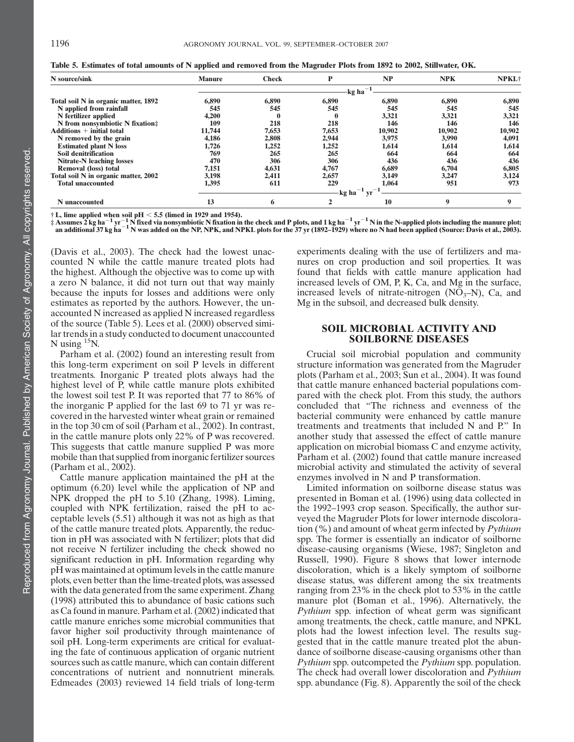Table 5. Estimates of total amounts of N applied and removed from the Magruder Plots from 1892 to 2002, Stillwater, OK.

| N source/sink | Manure | Check | P | NP | NPK | NPKL† |
|---|---|---|---|---|---|---|
| | kg ha$^{-1}$ | | | | | |
| **Total soil N in organic matter, 1892** | 6,890 | 6,890 | 6,890 | 6,890 | 6,890 | 6,890 |
| **N applied from rainfall** | 545 | 545 | 545 | 545 | 545 | 545 |
| **N fertilizer applied** | 4,200 | 0 | 0 | 3,321 | 3,321 | 3,321 |
| **N from nonsymbiotic N fixation‡** | 109 | 218 | 218 | 146 | 146 | 146 |
| **Additions + initial total** | 11,744 | 7,653 | 7,653 | 10,902 | 10,902 | 10,902 |
| **N removed by the grain** | 4,186 | 2,808 | 2,944 | 3,975 | 3,990 | 4,091 |
| **Estimated plant N loss** | 1,726 | 1,252 | 1,252 | 1,614 | 1,614 | 1,614 |
| **Soil denitrification** | 769 | 265 | 265 | 664 | 664 | 664 |
| **Nitrate-N leaching losses** | 470 | 306 | 306 | 436 | 436 | 436 |
| **Removal (loss) total** | 7,151 | 4,631 | 4,767 | 6,689 | 6,704 | 6,805 |
| **Total soil N in organic matter, 2002** | 3,198 | 2,411 | 2,657 | 3,149 | 3,247 | 3,124 |
| **Total unaccounted** | 1,395 | 611 | 229 | 1,064 | 951 | 973 |
| | kg ha$^{-1}$ yr$^{-1}$ | | | | | |
| **N unaccounted** | 13 | 6 | 2 | 10 | 9 | 9 |

† L, lime applied when soil pH < 5.5 (limed in 1929 and 1954).
‡ Assumes 2 kg ha$^{-1}$ yr$^{-1}$ N fixed via nonsymbiotic N fixation in the check and P plots, and 1 kg ha$^{-1}$ yr$^{-1}$ N in the N-applied plots including the manure plot; an additional 37 kg ha$^{-1}$ N was added on the NP, NPK, and NPKL plots for the 37 yr (1892–1929) where no N had been applied (Source: Davis et al., 2003).

(Davis et al., 2003). The check had the lowest unaccounted N while the cattle manure treated plots had the highest. Although the objective was to come up with a zero N balance, it did not turn out that way mainly because the inputs for losses and additions were only estimates as reported by the authors. However, the unaccounted N increased as applied N increased regardless of the source (Table 5). Lees et al. (2000) observed similar trends in a study conducted to document unaccounted N using $^{15}N$.

Parham et al. (2002) found an interesting result from this long-term experiment on soil P levels in different treatments. Inorganic P treated plots always had the highest level of P, while cattle manure plots exhibited the lowest soil test P. It was reported that 77 to 86% of the inorganic P applied for the last 69 to 71 yr was recovered in the harvested winter wheat grain or remained in the top 30 cm of soil (Parham et al., 2002). In contrast, in the cattle manure plots only 22% of P was recovered. This suggests that cattle manure supplied P was more mobile than that supplied from inorganic fertilizer sources (Parham et al., 2002).

Cattle manure application maintained the pH at the optimum (6.20) level while the application of NP and NPK dropped the pH to 5.10 (Zhang, 1998). Liming, coupled with NPK fertilization, raised the pH to acceptable levels (5.51) although it was not as high as that of the cattle manure treated plots. Apparently, the reduction in pH was associated with N fertilizer; plots that did not receive N fertilizer including the check showed no significant reduction in pH. Information regarding why pH was maintained at optimum levels in the cattle manure plots, even better than the lime-treated plots, was assessed with the data generated from the same experiment. Zhang (1998) attributed this to abundance of basic cations such as Ca found in manure. Parham et al. (2002) indicated that cattle manure enriches some microbial communities that favor higher soil productivity through maintenance of soil pH. Long-term experiments are critical for evaluating the fate of continuous application of organic nutrient sources such as cattle manure, which can contain different concentrations of nutrient and nonnutrient minerals. Edmeades (2003) reviewed 14 field trials of long-term experiments dealing with the use of fertilizers and manures on crop production and soil properties. It was found that fields with cattle manure application had increased levels of OM, P, K, Ca, and Mg in the surface, increased levels of nitrate-nitrogen ($NO_3$–N), Ca, and Mg in the subsoil, and decreased bulk density.

## SOIL MICROBIAL ACTIVITY AND SOILBORNE DISEASES

Crucial soil microbial population and community structure information was generated from the Magruder plots (Parham et al., 2003; Sun et al., 2004). It was found that cattle manure enhanced bacterial populations compared with the check plot. From this study, the authors concluded that "The richness and evenness of the bacterial community were enhanced by cattle manure treatments and treatments that included N and P." In another study that assessed the effect of cattle manure application on microbial biomass C and enzyme activity, Parham et al. (2002) found that cattle manure increased microbial activity and stimulated the activity of several enzymes involved in N and P transformation.

Limited information on soilborne disease status was presented in Boman et al. (1996) using data collected in the 1992–1993 crop season. Specifically, the author surveyed the Magruder Plots for lower internode discoloration (%) and amount of wheat germ infected by *Pythium* spp. The former is essentially an indicator of soilborne disease-causing organisms (Wiese, 1987; Singleton and Russell, 1990). Figure 8 shows that lower internode discoloration, which is a likely symptom of soilborne disease status, was different among the six treatments ranging from 23% in the check plot to 53% in the cattle manure plot (Boman et al., 1996). Alternatively, the *Pythium* spp. infection of wheat germ was significant among treatments, the check, cattle manure, and NPKL plots had the lowest infection level. The results suggested that in the cattle manure treated plot the abundance of soilborne disease-causing organisms other than *Pythium* spp. outcompeted the *Pythium* spp. population. The check had overall lower discoloration and *Pythium* spp. abundance (Fig. 8). Apparently the soil of the check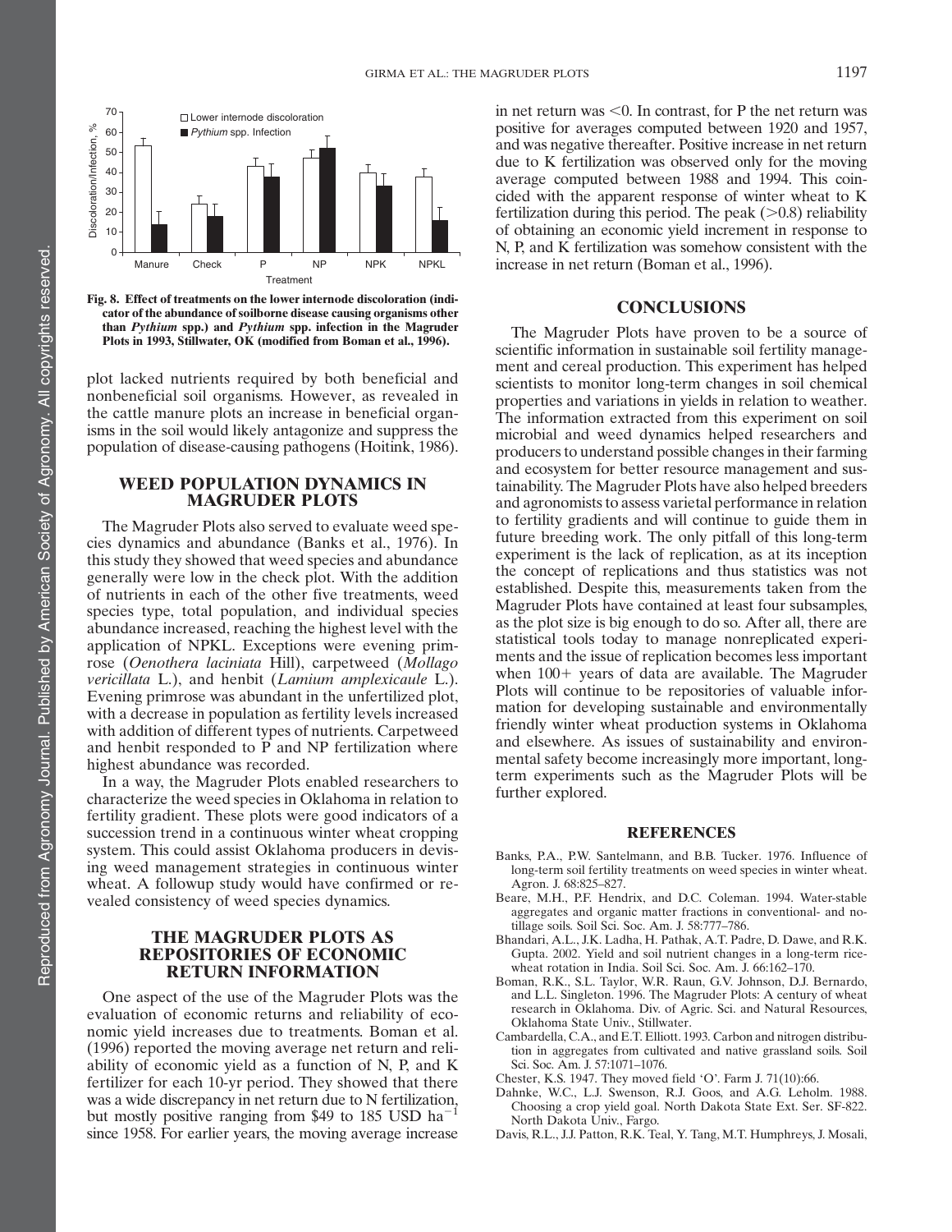Fig. 8. Effect of treatments on the lower internode discoloration (indicator of the abundance of soilborne disease causing organisms other than *Pythium* spp.) and *Pythium* spp. infection in the Magruder Plots in 1993, Stillwater, OK (modified from Boman et al., 1996).

plot lacked nutrients required by both beneficial and nonbeneficial soil organisms. However, as revealed in the cattle manure plots an increase in beneficial organisms in the soil would likely antagonize and suppress the population of disease-causing pathogens (Hoitink, 1986).

## WEED POPULATION DYNAMICS IN MAGRUDER PLOTS

The Magruder Plots also served to evaluate weed species dynamics and abundance (Banks et al., 1976). In this study they showed that weed species and abundance generally were low in the check plot. With the addition of nutrients in each of the other five treatments, weed species type, total population, and individual species abundance increased, reaching the highest level with the application of NPKL. Exceptions were evening primrose (*Oenothera laciniata* Hill), carpetweed (*Mollago vericillata* L.), and henbit (*Lamium amplexicaule* L.). Evening primrose was abundant in the unfertilized plot, with a decrease in population as fertility levels increased with addition of different types of nutrients. Carpetweed and henbit responded to P and NP fertilization where highest abundance was recorded.

In a way, the Magruder Plots enabled researchers to characterize the weed species in Oklahoma in relation to fertility gradient. These plots were good indicators of a succession trend in a continuous winter wheat cropping system. This could assist Oklahoma producers in devising weed management strategies in continuous winter wheat. A followup study would have confirmed or revealed consistency of weed species dynamics.

## THE MAGRUDER PLOTS AS REPOSITORIES OF ECONOMIC RETURN INFORMATION

One aspect of the use of the Magruder Plots was the evaluation of economic returns and reliability of economic yield increases due to treatments. Boman et al. (1996) reported the moving average net return and reliability of economic yield as a function of N, P, and K fertilizer for each 10-yr period. They showed that there was a wide discrepancy in net return due to N fertilization, but mostly positive ranging from \$49 to 185 USD ha$^{-1}$ since 1958. For earlier years, the moving average increase in net return was <0. In contrast, for P the net return was positive for averages computed between 1920 and 1957, and was negative thereafter. Positive increase in net return due to K fertilization was observed only for the moving average computed between 1988 and 1994. This coincided with the apparent response of winter wheat to K fertilization during this period. The peak (>0.8) reliability of obtaining an economic yield increment in response to N, P, and K fertilization was somehow consistent with the increase in net return (Boman et al., 1996).

## CONCLUSIONS

The Magruder Plots have proven to be a source of scientific information in sustainable soil fertility management and cereal production. This experiment has helped scientists to monitor long-term changes in soil chemical properties and variations in yields in relation to weather. The information extracted from this experiment on soil microbial and weed dynamics helped researchers and producers to understand possible changes in their farming and ecosystem for better resource management and sustainability. The Magruder Plots have also helped breeders and agronomists to assess varietal performance in relation to fertility gradients and will continue to guide them in future breeding work. The only pitfall of this long-term experiment is the lack of replication, as at its inception the concept of replications and thus statistics was not established. Despite this, measurements taken from the Magruder Plots have contained at least four subsamples, as the plot size is big enough to do so. After all, there are statistical tools today to manage nonreplicated experiments and the issue of replication becomes less important when 100+ years of data are available. The Magruder Plots will continue to be repositories of valuable information for developing sustainable and environmentally friendly winter wheat production systems in Oklahoma and elsewhere. As issues of sustainability and environmental safety become increasingly more important, long-term experiments such as the Magruder Plots will be further explored.

## REFERENCES

Banks, P.A., P.W. Santelmann, and B.B. Tucker. 1976. Influence of long-term soil fertility treatments on weed species in winter wheat. Agron. J. 68:825–827.

Beare, M.H., P.F. Hendrix, and D.C. Coleman. 1994. Water-stable aggregates and organic matter fractions in conventional- and no-tillage soils. Soil Sci. Soc. Am. J. 58:777–786.

Bhandari, A.L., J.K. Ladha, H. Pathak, A.T. Padre, D. Dawe, and R.K. Gupta. 2002. Yield and soil nutrient changes in a long-term rice-wheat rotation in India. Soil Sci. Soc. Am. J. 66:162–170.

Boman, R.K., S.L. Taylor, W.R. Raun, G.V. Johnson, D.J. Bernardo, and L.L. Singleton. 1996. The Magruder Plots: A century of wheat research in Oklahoma. Div. of Agric. Sci. and Natural Resources, Oklahoma State Univ., Stillwater.

Cambardella, C.A., and E.T. Elliott. 1993. Carbon and nitrogen distribution in aggregates from cultivated and native grassland soils. Soil Sci. Soc. Am. J. 57:1071–1076.

Chester, K.S. 1947. They moved field 'O'. Farm J. 71(10):66.

Dahnke, W.C., L.J. Swenson, R.J. Goos, and A.G. Leholm. 1988. Choosing a crop yield goal. North Dakota State Ext. Ser. SF-822. North Dakota Univ., Fargo.

Davis, R.L., J.J. Patton, R.K. Teal, Y. Tang, M.T. Humphreys, J. Mosali,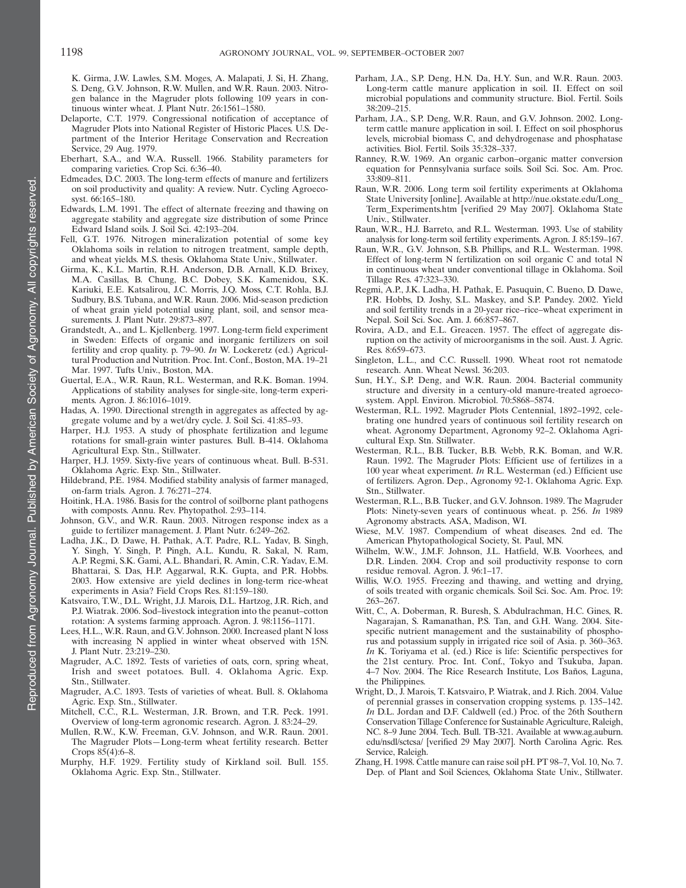K. Girma, J.W. Lawles, S.M. Moges, A. Malapati, J. Si, H. Zhang, S. Deng, G.V. Johnson, R.W. Mullen, and W.R. Raun. 2003. Nitrogen balance in the Magruder plots following 109 years in continuous winter wheat. J. Plant Nutr. 26:1561–1580.

Delaporte, C.T. 1979. Congressional notification of acceptance of Magruder Plots into National Register of Historic Places. U.S. Department of the Interior Heritage Conservation and Recreation Service, 29 Aug. 1979.

Eberhart, S.A., and W.A. Russell. 1966. Stability parameters for comparing varieties. Crop Sci. 6:36–40.

Edmeades, D.C. 2003. The long-term effects of manure and fertilizers on soil productivity and quality: A review. Nutr. Cycling Agroecosyst. 66:165–180.

Edwards, L.M. 1991. The effect of alternate freezing and thawing on aggregate stability and aggregate size distribution of some Prince Edward Island soils. J. Soil Sci. 42:193–204.

Fell, G.T. 1976. Nitrogen mineralization potential of some key Oklahoma soils in relation to nitrogen treatment, sample depth, and wheat yields. M.S. thesis. Oklahoma State Univ., Stillwater.

Girma, K., K.L. Martin, R.H. Anderson, D.B. Arnall, K.D. Brixey, M.A. Casillas, B. Chung, B.C. Dobey, S.K. Kamenidou, S.K. Kariuki, E.E. Katsalirou, J.C. Morris, J.Q. Moss, C.T. Rohla, B.J. Sudbury, B.S. Tubana, and W.R. Raun. 2006. Mid-season prediction of wheat grain yield potential using plant, soil, and sensor measurements. J. Plant Nutr. 29:873–897.

Grandstedt, A., and L. Kjellenberg. 1997. Long-term field experiment in Sweden: Effects of organic and inorganic fertilizers on soil fertility and crop quality. p. 79–90. *In* W. Lockeretz (ed.) Agricultural Production and Nutrition. Proc. Int. Conf., Boston, MA. 19–21 Mar. 1997. Tufts Univ., Boston, MA.

Guertal, E.A., W.R. Raun, R.L. Westerman, and R.K. Boman. 1994. Applications of stability analyses for single-site, long-term experiments. Agron. J. 86:1016–1019.

Hadas, A. 1990. Directional strength in aggregates as affected by aggregate volume and by a wet/dry cycle. J. Soil Sci. 41:85–93.

Harper, H.J. 1953. A study of phosphate fertilization and legume rotations for small-grain winter pastures. Bull. B-414. Oklahoma Agricultural Exp. Stn., Stillwater.

Harper, H.J. 1959. Sixty-five years of continuous wheat. Bull. B-531. Oklahoma Agric. Exp. Stn., Stillwater.

Hildebrand, P.E. 1984. Modified stability analysis of farmer managed, on-farm trials. Agron. J. 76:271–274.

Hoitink, H.A. 1986. Basis for the control of soilborne plant pathogens with composts. Annu. Rev. Phytopathol. 2:93–114.

Johnson, G.V., and W.R. Raun. 2003. Nitrogen response index as a guide to fertilizer management. J. Plant Nutr. 6:249–262.

Ladha, J.K., D. Dawe, H. Pathak, A.T. Padre, R.L. Yadav, B. Singh, Y. Singh, Y. Singh, P. Pingh, A.L. Kundu, R. Sakal, N. Ram, A.P. Regmi, S.K. Gami, A.L. Bhandari, R. Amin, C.R. Yadav, E.M. Bhattarai, S. Das, H.P. Aggarwal, R.K. Gupta, and P.R. Hobbs. 2003. How extensive are yield declines in long-term rice-wheat experiments in Asia? Field Crops Res. 81:159–180.

Katsvairo, T.W., D.L. Wright, J.J. Marois, D.L. Hartzog, J.R. Rich, and P.J. Wiatrak. 2006. Sod–livestock integration into the peanut–cotton rotation: A systems farming approach. Agron. J. 98:1156–1171.

Lees, H.L., W.R. Raun, and G.V. Johnson. 2000. Increased plant N loss with increasing N applied in winter wheat observed with 15N. J. Plant Nutr. 23:219–230.

Magruder, A.C. 1892. Tests of varieties of oats, corn, spring wheat, Irish and sweet potatoes. Bull. 4. Oklahoma Agric. Exp. Stn., Stillwater.

Magruder, A.C. 1893. Tests of varieties of wheat. Bull. 8. Oklahoma Agric. Exp. Stn., Stillwater.

Mitchell, C.C., R.L. Westerman, J.R. Brown, and T.R. Peck. 1991. Overview of long-term agronomic research. Agron. J. 83:24–29.

Mullen, R.W., K.W. Freeman, G.V. Johnson, and W.R. Raun. 2001. The Magruder Plots—Long-term wheat fertility research. Better Crops 85(4):6–8.

Murphy, H.F. 1929. Fertility study of Kirkland soil. Bull. 155. Oklahoma Agric. Exp. Stn., Stillwater.

Parham, J.A., S.P. Deng, H.N. Da, H.Y. Sun, and W.R. Raun. 2003. Long-term cattle manure application in soil. II. Effect on soil microbial populations and community structure. Biol. Fertil. Soils 38:209–215.

Parham, J.A., S.P. Deng, W.R. Raun, and G.V. Johnson. 2002. Long-term cattle manure application in soil. I. Effect on soil phosphorus levels, microbial biomass C, and dehydrogenase and phosphatase activities. Biol. Fertil. Soils 35:328–337.

Ranney, R.W. 1969. An organic carbon–organic matter conversion equation for Pennsylvania surface soils. Soil Sci. Soc. Am. Proc. 33:809–811.

Raun, W.R. 2006. Long term soil fertility experiments at Oklahoma State University [online]. Available at http://nue.okstate.edu/Long_Term_Experiments.htm [verified 29 May 2007]. Oklahoma State Univ., Stillwater.

Raun, W.R., H.J. Barreto, and R.L. Westerman. 1993. Use of stability analysis for long-term soil fertility experiments. Agron. J. 85:159–167.

Raun, W.R., G.V. Johnson, S.B. Phillips, and R.L. Westerman. 1998. Effect of long-term N fertilization on soil organic C and total N in continuous wheat under conventional tillage in Oklahoma. Soil Tillage Res. 47:323–330.

Regmi, A.P., J.K. Ladha, H. Pathak, E. Pasuquin, C. Bueno, D. Dawe, P.R. Hobbs, D. Joshy, S.L. Maskey, and S.P. Pandey. 2002. Yield and soil fertility trends in a 20-year rice–rice–wheat experiment in Nepal. Soil Sci. Soc. Am. J. 66:857–867.

Rovira, A.D., and E.L. Greacen. 1957. The effect of aggregate disruption on the activity of microorganisms in the soil. Aust. J. Agric. Res. 8:659–673.

Singleton, L.L., and C.C. Russell. 1990. Wheat root rot nematode research. Ann. Wheat Newsl. 36:203.

Sun, H.Y., S.P. Deng, and W.R. Raun. 2004. Bacterial community structure and diversity in a century-old manure-treated agroecosystem. Appl. Environ. Microbiol. 70:5868–5874.

Westerman, R.L. 1992. Magruder Plots Centennial, 1892–1992, celebrating one hundred years of continuous soil fertility research on wheat. Agronomy Department, Agronomy 92–2. Oklahoma Agricultural Exp. Stn. Stillwater.

Westerman, R.L., B.B. Tucker, B.B. Webb, R.K. Boman, and W.R. Raun. 1992. The Magruder Plots: Efficient use of fertilizes in a 100 year wheat experiment. *In* R.L. Westerman (ed.) Efficient use of fertilizers. Agron. Dep., Agronomy 92-1. Oklahoma Agric. Exp. Stn., Stillwater.

Westerman, R.L., B.B. Tucker, and G.V. Johnson. 1989. The Magruder Plots: Ninety-seven years of continuous wheat. p. 256. *In* 1989 Agronomy abstracts. ASA, Madison, WI.

Wiese, M.V. 1987. Compendium of wheat diseases. 2nd ed. The American Phytopathological Society, St. Paul, MN.

Wilhelm, W.W., J.M.F. Johnson, J.L. Hatfield, W.B. Voorhees, and D.R. Linden. 2004. Crop and soil productivity response to corn residue removal. Agron. J. 96:1–17.

Willis, W.O. 1955. Freezing and thawing, and wetting and drying, of soils treated with organic chemicals. Soil Sci. Soc. Am. Proc. 19: 263–267.

Witt, C., A. Doberman, R. Buresh, S. Abdulrachman, H.C. Gines, R. Nagarajan, S. Ramanathan, P.S. Tan, and G.H. Wang. 2004. Site-specific nutrient management and the sustainability of phosphorus and potassium supply in irrigated rice soil of Asia. p. 360–363. *In* K. Toriyama et al. (ed.) Rice is life: Scientific perspectives for the 21st century. Proc. Int. Conf., Tokyo and Tsukuba, Japan. 4–7 Nov. 2004. The Rice Research Institute, Los Baños, Laguna, the Philippines.

Wright, D., J. Marois, T. Katsvairo, P. Wiatrak, and J. Rich. 2004. Value of perennial grasses in conservation cropping systems. p. 135–142. *In* D.L. Jordan and D.F. Caldwell (ed.) Proc. of the 26th Southern Conservation Tillage Conference for Sustainable Agriculture, Raleigh, NC. 8–9 June 2004. Tech. Bull. TB-321. Available at www.ag.auburn.edu/nsdl/sctcsa/ [verified 29 May 2007]. North Carolina Agric. Res. Service, Raleigh.

Zhang, H. 1998. Cattle manure can raise soil pH. PT 98–7, Vol. 10, No. 7. Dep. of Plant and Soil Sciences, Oklahoma State Univ., Stillwater.